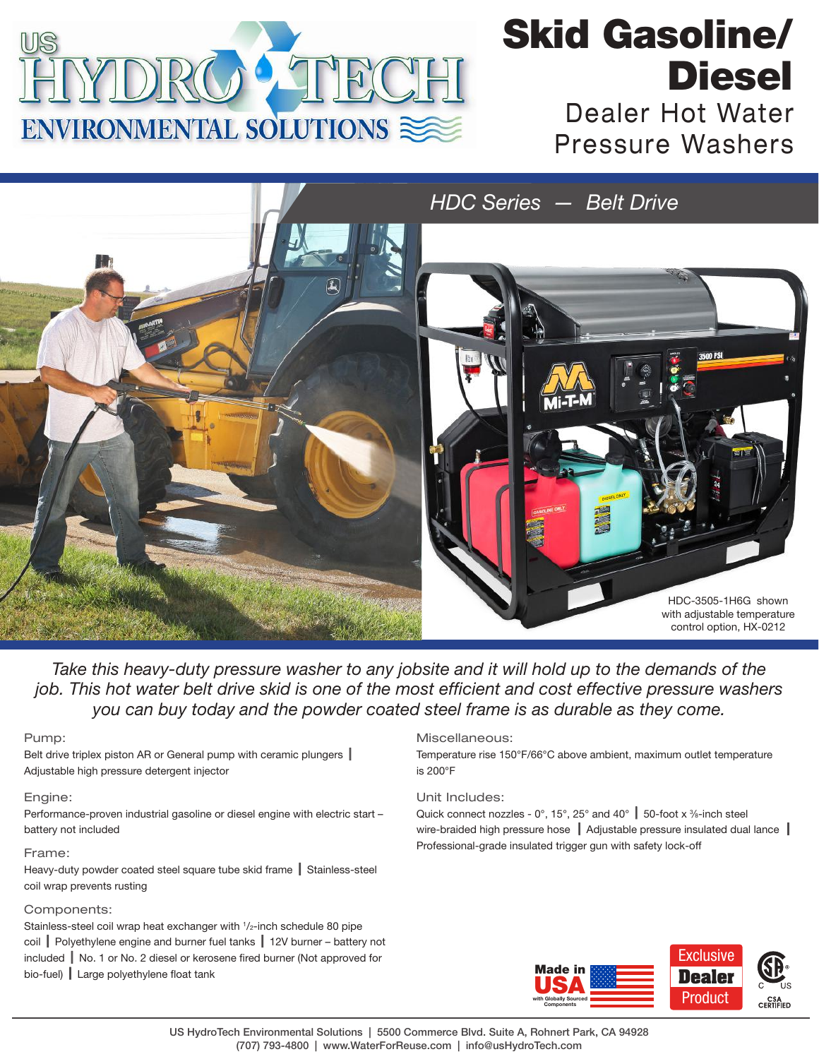# Skid Gasoline/ Diesel

## Dealer Hot Water Pressure Washers

### HDC Series — Belt Drive

HDC-3505-1H6G shown with adjustable temperature control option, HX-0212

*Take this heavy-duty pressure washer to any jobsite and it will hold up to the demands of the job. This hot water belt drive skid is one of the most efficient and cost effective pressure washers you can buy today and the powder coated steel frame is as durable as they come.*

**Pump:**

Belt drive triplex piston AR or General pump with ceramic plungers | Adjustable high pressure detergent injector

**Engine:**

Performance-proven industrial gasoline or diesel engine with electric start – battery not included

**Frame:**

Heavy-duty powder coated steel square tube skid frame | Stainless-steel coil wrap prevents rusting

**Components:**

Stainless-steel coil wrap heat exchanger with 1/2-inch schedule 80 pipe coil | Polyethylene engine and burner fuel tanks | 12V burner – battery not included | No. 1 or No. 2 diesel or kerosene fired burner (Not approved for bio-fuel) | Large polyethylene float tank

**Miscellaneous:**

Temperature rise 150°F/66°C above ambient, maximum outlet temperature is 200°F

**Unit Includes:**

Quick connect nozzles - 0°, 15°, 25° and 40° | 50-foot x 3/8-inch steel wire-braided high pressure hose | Adjustable pressure insulated dual lance | Professional-grade insulated trigger gun with safety lock-off

Made in USA with Globally Sourced Components

Exclusive Dealer Product

CSA Certified

US HydroTech Environmental Solutions | 5500 Commerce Blvd. Suite A, Rohnert Park, CA 94928
(707) 793-4800 | www.WaterForReuse.com | info@usHydroTech.com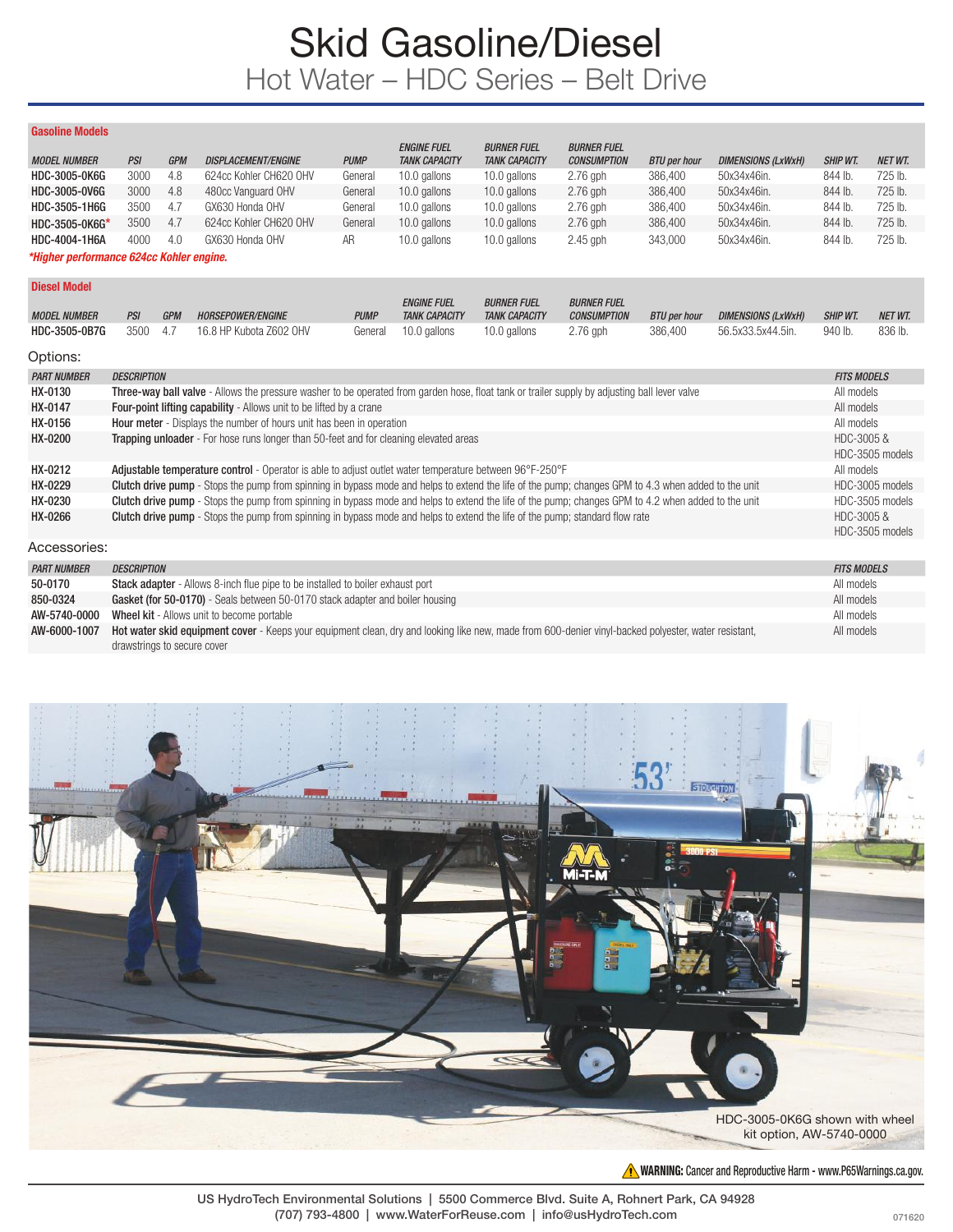# Skid Gasoline/Diesel

## Hot Water – HDC Series – Belt Drive

### Gasoline Models

| MODEL NUMBER | PSI | GPM | DISPLACEMENT/ENGINE | PUMP | ENGINE FUEL TANK CAPACITY | BURNER FUEL TANK CAPACITY | BURNER FUEL CONSUMPTION | BTU per hour | DIMENSIONS (LxWxH) | SHIP WT. | NET WT. |
|---|---|---|---|---|---|---|---|---|---|---|---|
| HDC-3005-0K6G | 3000 | 4.8 | 624cc Kohler CH620 OHV | General | 10.0 gallons | 10.0 gallons | 2.76 gph | 386,400 | 50x34x46in. | 844 lb. | 725 lb. |
| HDC-3005-0V6G | 3000 | 4.8 | 480cc Vanguard OHV | General | 10.0 gallons | 10.0 gallons | 2.76 gph | 386,400 | 50x34x46in. | 844 lb. | 725 lb. |
| HDC-3505-1H6G | 3500 | 4.7 | GX630 Honda OHV | General | 10.0 gallons | 10.0 gallons | 2.76 gph | 386,400 | 50x34x46in. | 844 lb. | 725 lb. |
| HDC-3505-0K6G* | 3500 | 4.7 | 624cc Kohler CH620 OHV | General | 10.0 gallons | 10.0 gallons | 2.76 gph | 386,400 | 50x34x46in. | 844 lb. | 725 lb. |
| HDC-4004-1H6A | 4000 | 4.0 | GX630 Honda OHV | AR | 10.0 gallons | 10.0 gallons | 2.45 gph | 343,000 | 50x34x46in. | 844 lb. | 725 lb. |

*Higher performance 624cc Kohler engine.*

### Diesel Model

| MODEL NUMBER | PSI | GPM | HORSEPOWER/ENGINE | PUMP | ENGINE FUEL TANK CAPACITY | BURNER FUEL TANK CAPACITY | BURNER FUEL CONSUMPTION | BTU per hour | DIMENSIONS (LxWxH) | SHIP WT. | NET WT. |
|---|---|---|---|---|---|---|---|---|---|---|---|
| HDC-3505-0B7G | 3500 | 4.7 | 16.8 HP Kubota Z602 OHV | General | 10.0 gallons | 10.0 gallons | 2.76 gph | 386,400 | 56.5x33.5x44.5in. | 940 lb. | 836 lb. |

### Options:

| PART NUMBER | DESCRIPTION | FITS MODELS |
|---|---|---|
| HX-0130 | **Three-way ball valve** - Allows the pressure washer to be operated from garden hose, float tank or trailer supply by adjusting ball lever valve | All models |
| HX-0147 | **Four-point lifting capability** - Allows unit to be lifted by a crane | All models |
| HX-0156 | **Hour meter** - Displays the number of hours unit has been in operation | All models |
| HX-0200 | **Trapping unloader** - For hose runs longer than 50-feet and for cleaning elevated areas | HDC-3005 & HDC-3505 models |
| HX-0212 | **Adjustable temperature control** - Operator is able to adjust outlet water temperature between 96°F-250°F | All models |
| HX-0229 | **Clutch drive pump** - Stops the pump from spinning in bypass mode and helps to extend the life of the pump; changes GPM to 4.3 when added to the unit | HDC-3005 models |
| HX-0230 | **Clutch drive pump** - Stops the pump from spinning in bypass mode and helps to extend the life of the pump; changes GPM to 4.2 when added to the unit | HDC-3505 models |
| HX-0266 | **Clutch drive pump** - Stops the pump from spinning in bypass mode and helps to extend the life of the pump; standard flow rate | HDC-3005 & HDC-3505 models |

### Accessories:

| PART NUMBER | DESCRIPTION | FITS MODELS |
|---|---|---|
| 50-0170 | **Stack adapter** - Allows 8-inch flue pipe to be installed to boiler exhaust port | All models |
| 850-0324 | **Gasket (for 50-0170)** - Seals between 50-0170 stack adapter and boiler housing | All models |
| AW-5740-0000 | **Wheel kit** - Allows unit to become portable | All models |
| AW-6000-1007 | **Hot water skid equipment cover** - Keeps your equipment clean, dry and looking like new, made from 600-denier vinyl-backed polyester, water resistant, drawstrings to secure cover | All models |

HDC-3005-0K6G shown with wheel kit option, AW-5740-0000

**WARNING:** Cancer and Reproductive Harm - www.P65Warnings.ca.gov.

US HydroTech Environmental Solutions | 5500 Commerce Blvd. Suite A, Rohnert Park, CA 94928
(707) 793-4800 | www.WaterForReuse.com | info@usHydroTech.com

071620